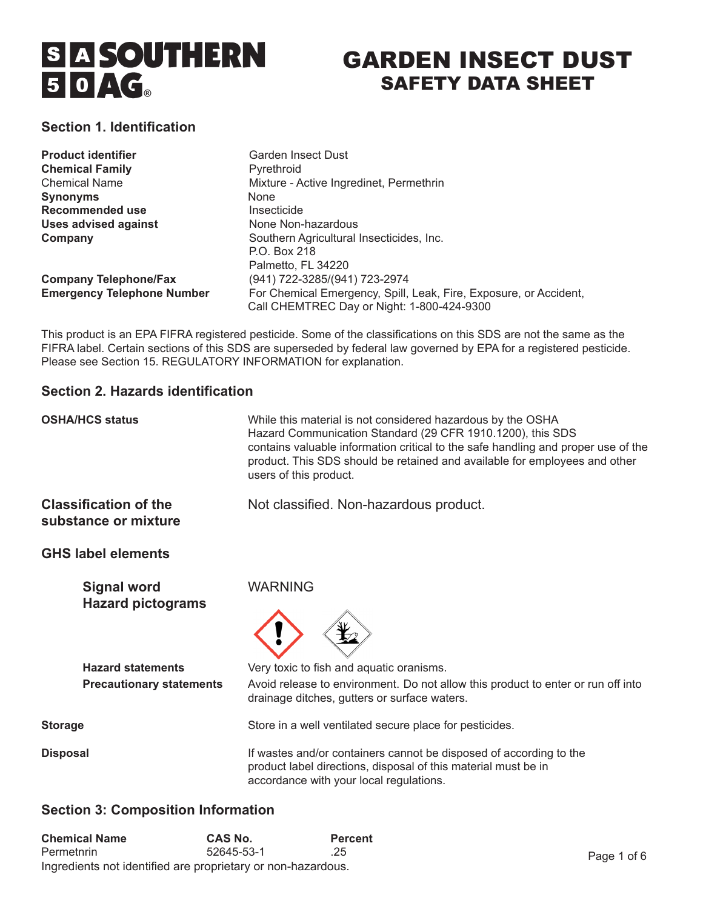# SOUTHERN AG

# GARDEN INSECT DUST
## SAFETY DATA SHEET

## Section 1. Identification

| | |
|---|---|
| **Product identifier** | Garden Insect Dust |
| **Chemical Family** | Pyrethroid |
| Chemical Name | Mixture - Active Ingredinet, Permethrin |
| **Synonyms** | None |
| **Recommended use** | Insecticide |
| **Uses advised against** | None Non-hazardous |
| **Company** | Southern Agricultural Insecticides, Inc.<br>P.O. Box 218<br>Palmetto, FL 34220 |
| **Company Telephone/Fax** | (941) 722-3285/(941) 723-2974 |
| **Emergency Telephone Number** | For Chemical Emergency, Spill, Leak, Fire, Exposure, or Accident, Call CHEMTREC Day or Night: 1-800-424-9300 |

This product is an EPA FIFRA registered pesticide. Some of the classifications on this SDS are not the same as the FIFRA label. Certain sections of this SDS are superseded by federal law governed by EPA for a registered pesticide. Please see Section 15. REGULATORY INFORMATION for explanation.

## Section 2. Hazards identification

**OSHA/HCS status**

While this material is not considered hazardous by the OSHA Hazard Communication Standard (29 CFR 1910.1200), this SDS contains valuable information critical to the safe handling and proper use of the product. This SDS should be retained and available for employees and other users of this product.

**Classification of the substance or mixture**

Not classified. Non-hazardous product.

**GHS label elements**

**Signal word** WARNING

**Hazard pictograms**

**Hazard statements** Very toxic to fish and aquatic oranisms.

**Precautionary statements** Avoid release to environment. Do not allow this product to enter or run off into drainage ditches, gutters or surface waters.

**Storage** Store in a well ventilated secure place for pesticides.

**Disposal** If wastes and/or containers cannot be disposed of according to the product label directions, disposal of this material must be in accordance with your local regulations.

## Section 3: Composition Information

| Chemical Name | CAS No. | Percent |
|---|---|---|
| Permetnrin | 52645-53-1 | .25 |

Ingredients not identified are proprietary or non-hazardous.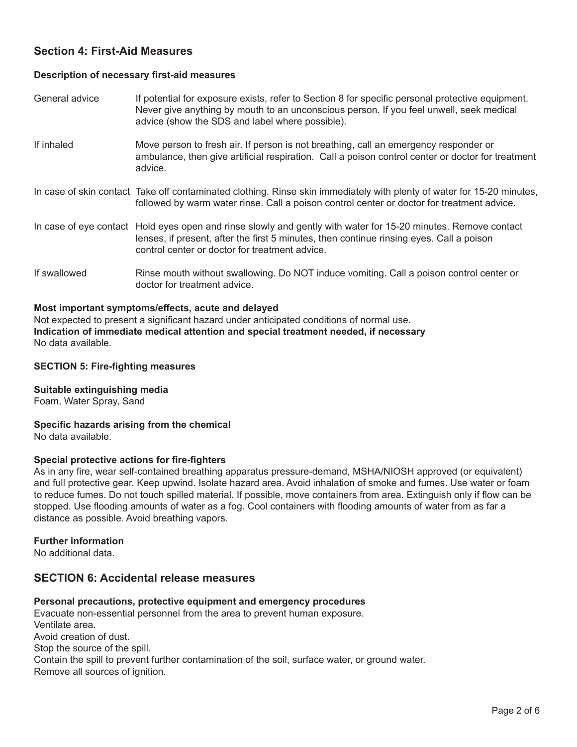## Section 4: First-Aid Measures

**Description of necessary first-aid measures**

| | |
|---|---|
| General advice | If potential for exposure exists, refer to Section 8 for specific personal protective equipment. Never give anything by mouth to an unconscious person. If you feel unwell, seek medical advice (show the SDS and label where possible). |
| If inhaled | Move person to fresh air. If person is not breathing, call an emergency responder or ambulance, then give artificial respiration. Call a poison control center or doctor for treatment advice. |
| In case of skin contact | Take off contaminated clothing. Rinse skin immediately with plenty of water for 15-20 minutes, followed by warm water rinse. Call a poison control center or doctor for treatment advice. |
| In case of eye contact | Hold eyes open and rinse slowly and gently with water for 15-20 minutes. Remove contact lenses, if present, after the first 5 minutes, then continue rinsing eyes. Call a poison control center or doctor for treatment advice. |
| If swallowed | Rinse mouth without swallowing. Do NOT induce vomiting. Call a poison control center or doctor for treatment advice. |

**Most important symptoms/effects, acute and delayed**
Not expected to present a significant hazard under anticipated conditions of normal use.
**Indication of immediate medical attention and special treatment needed, if necessary**
No data available.

**SECTION 5: Fire-fighting measures**

**Suitable extinguishing media**
Foam, Water Spray, Sand

**Specific hazards arising from the chemical**
No data available.

**Special protective actions for fire-fighters**
As in any fire, wear self-contained breathing apparatus pressure-demand, MSHA/NIOSH approved (or equivalent) and full protective gear. Keep upwind. Isolate hazard area. Avoid inhalation of smoke and fumes. Use water or foam to reduce fumes. Do not touch spilled material. If possible, move containers from area. Extinguish only if flow can be stopped. Use flooding amounts of water as a fog. Cool containers with flooding amounts of water from as far a distance as possible. Avoid breathing vapors.

**Further information**
No additional data.

## SECTION 6: Accidental release measures

**Personal precautions, protective equipment and emergency procedures**
Evacuate non-essential personnel from the area to prevent human exposure.
Ventilate area.
Avoid creation of dust.
Stop the source of the spill.
Contain the spill to prevent further contamination of the soil, surface water, or ground water.
Remove all sources of ignition.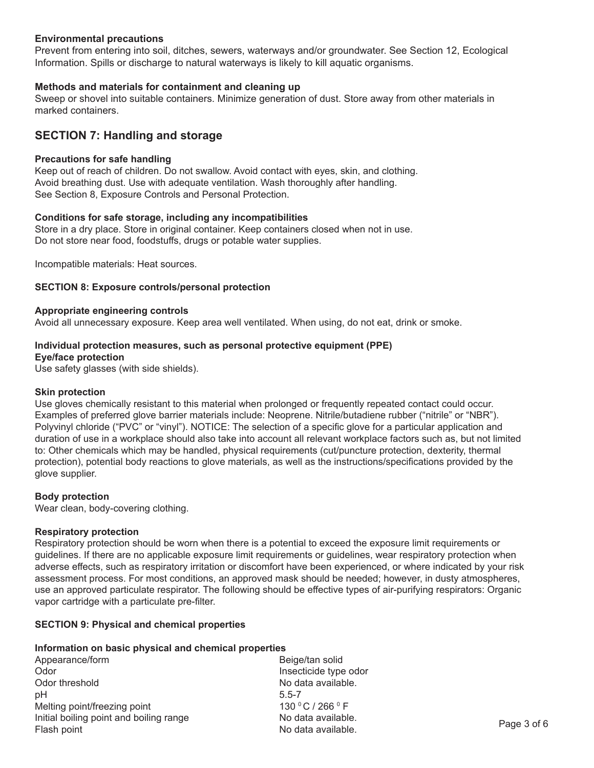**Environmental precautions**

Prevent from entering into soil, ditches, sewers, waterways and/or groundwater. See Section 12, Ecological Information. Spills or discharge to natural waterways is likely to kill aquatic organisms.

**Methods and materials for containment and cleaning up**

Sweep or shovel into suitable containers. Minimize generation of dust. Store away from other materials in marked containers.

## SECTION 7: Handling and storage

**Precautions for safe handling**

Keep out of reach of children. Do not swallow. Avoid contact with eyes, skin, and clothing. Avoid breathing dust. Use with adequate ventilation. Wash thoroughly after handling. See Section 8, Exposure Controls and Personal Protection.

**Conditions for safe storage, including any incompatibilities**

Store in a dry place. Store in original container. Keep containers closed when not in use. Do not store near food, foodstuffs, drugs or potable water supplies.

Incompatible materials: Heat sources.

### SECTION 8: Exposure controls/personal protection

**Appropriate engineering controls**

Avoid all unnecessary exposure. Keep area well ventilated. When using, do not eat, drink or smoke.

**Individual protection measures, such as personal protective equipment (PPE)**

**Eye/face protection**

Use safety glasses (with side shields).

**Skin protection**

Use gloves chemically resistant to this material when prolonged or frequently repeated contact could occur. Examples of preferred glove barrier materials include: Neoprene. Nitrile/butadiene rubber ("nitrile" or "NBR"). Polyvinyl chloride ("PVC" or "vinyl"). NOTICE: The selection of a specific glove for a particular application and duration of use in a workplace should also take into account all relevant workplace factors such as, but not limited to: Other chemicals which may be handled, physical requirements (cut/puncture protection, dexterity, thermal protection), potential body reactions to glove materials, as well as the instructions/specifications provided by the glove supplier.

**Body protection**

Wear clean, body-covering clothing.

**Respiratory protection**

Respiratory protection should be worn when there is a potential to exceed the exposure limit requirements or guidelines. If there are no applicable exposure limit requirements or guidelines, wear respiratory protection when adverse effects, such as respiratory irritation or discomfort have been experienced, or where indicated by your risk assessment process. For most conditions, an approved mask should be needed; however, in dusty atmospheres, use an approved particulate respirator. The following should be effective types of air-purifying respirators: Organic vapor cartridge with a particulate pre-filter.

### SECTION 9: Physical and chemical properties

**Information on basic physical and chemical properties**

| | |
|---|---|
| Appearance/form | Beige/tan solid |
| Odor | Insecticide type odor |
| Odor threshold | No data available. |
| pH | 5.5-7 |
| Melting point/freezing point | 130 $^{0}$C / 266 $^{0}$F |
| Initial boiling point and boiling range | No data available. |
| Flash point | No data available. |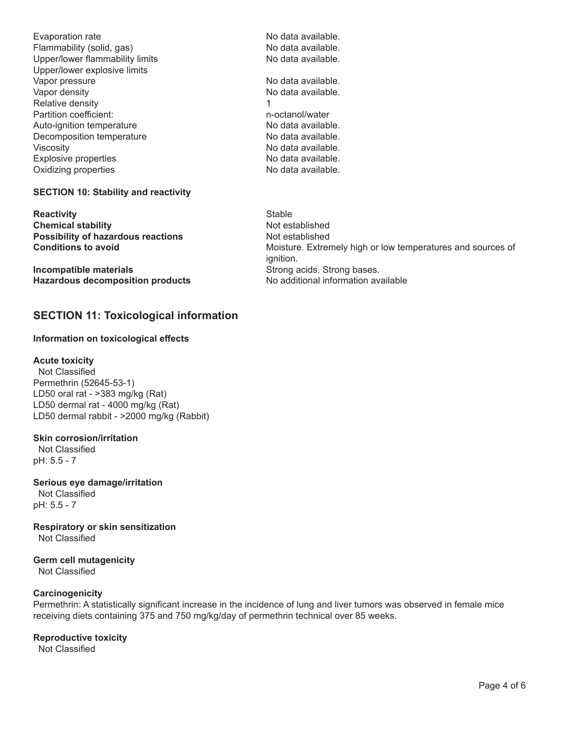| | |
|---|---|
| Evaporation rate | No data available. |
| Flammability (solid, gas) | No data available. |
| Upper/lower flammability limits | No data available. |
| Upper/lower explosive limits | |
| Vapor pressure | No data available. |
| Vapor density | No data available. |
| Relative density | 1 |
| Partition coefficient: | n-octanol/water |
| Auto-ignition temperature | No data available. |
| Decomposition temperature | No data available. |
| Viscosity | No data available. |
| Explosive properties | No data available. |
| Oxidizing properties | No data available. |

**SECTION 10: Stability and reactivity**

| | |
|---|---|
| **Reactivity** | Stable |
| **Chemical stability** | Not established |
| **Possibility of hazardous reactions** | Not established |
| **Conditions to avoid** | Moisture. Extremely high or low temperatures and sources of ignition. |
| **Incompatible materials** | Strong acids. Strong bases. |
| **Hazardous decomposition products** | No additional information available |

## SECTION 11: Toxicological information

**Information on toxicological effects**

**Acute toxicity**
Not Classified
Permethrin (52645-53-1)
LD50 oral rat - >383 mg/kg (Rat)
LD50 dermal rat - 4000 mg/kg (Rat)
LD50 dermal rabbit - >2000 mg/kg (Rabbit)

**Skin corrosion/irritation**
Not Classified
pH: 5.5 - 7

**Serious eye damage/irritation**
Not Classified
pH: 5.5 - 7

**Respiratory or skin sensitization**
Not Classified

**Germ cell mutagenicity**
Not Classified

**Carcinogenicity**
Permethrin: A statistically significant increase in the incidence of lung and liver tumors was observed in female mice receiving diets containing 375 and 750 mg/kg/day of permethrin technical over 85 weeks.

**Reproductive toxicity**
Not Classified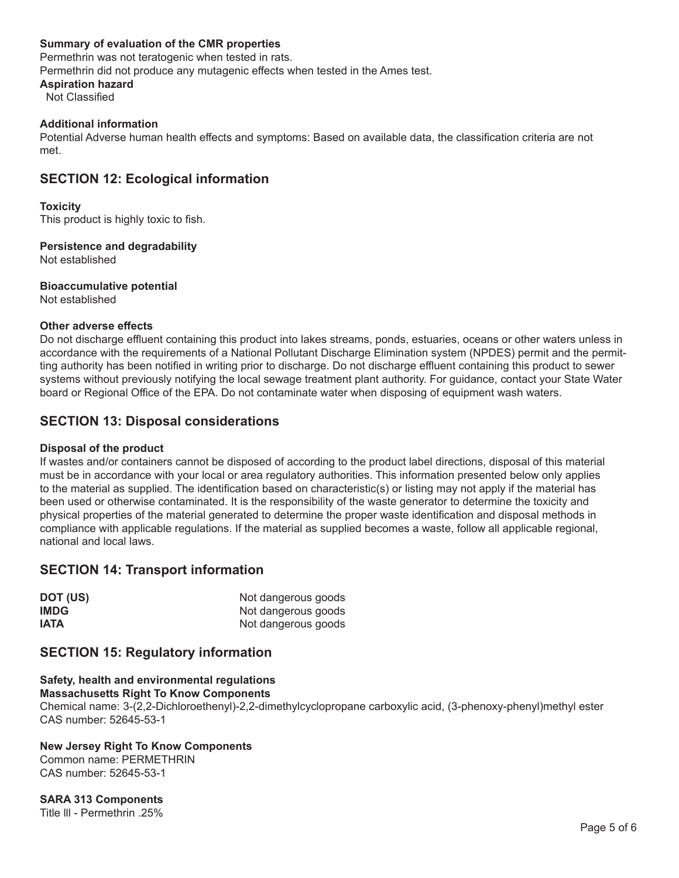**Summary of evaluation of the CMR properties**

Permethrin was not teratogenic when tested in rats.

Permethrin did not produce any mutagenic effects when tested in the Ames test.

**Aspiration hazard**

Not Classified

**Additional information**

Potential Adverse human health effects and symptoms: Based on available data, the classification criteria are not met.

## SECTION 12: Ecological information

**Toxicity**

This product is highly toxic to fish.

**Persistence and degradability**

Not established

**Bioaccumulative potential**

Not established

**Other adverse effects**

Do not discharge effluent containing this product into lakes streams, ponds, estuaries, oceans or other waters unless in accordance with the requirements of a National Pollutant Discharge Elimination system (NPDES) permit and the permitting authority has been notified in writing prior to discharge. Do not discharge effluent containing this product to sewer systems without previously notifying the local sewage treatment plant authority. For guidance, contact your State Water board or Regional Office of the EPA. Do not contaminate water when disposing of equipment wash waters.

## SECTION 13: Disposal considerations

**Disposal of the product**

If wastes and/or containers cannot be disposed of according to the product label directions, disposal of this material must be in accordance with your local or area regulatory authorities. This information presented below only applies to the material as supplied. The identification based on characteristic(s) or listing may not apply if the material has been used or otherwise contaminated. It is the responsibility of the waste generator to determine the toxicity and physical properties of the material generated to determine the proper waste identification and disposal methods in compliance with applicable regulations. If the material as supplied becomes a waste, follow all applicable regional, national and local laws.

## SECTION 14: Transport information

| | |
|---|---|
| **DOT (US)** | Not dangerous goods |
| **IMDG** | Not dangerous goods |
| **IATA** | Not dangerous goods |

## SECTION 15: Regulatory information

**Safety, health and environmental regulations**

**Massachusetts Right To Know Components**

Chemical name: 3-(2,2-Dichloroethenyl)-2,2-dimethylcyclopropane carboxylic acid, (3-phenoxy-phenyl)methyl ester

CAS number: 52645-53-1

**New Jersey Right To Know Components**

Common name: PERMETHRIN

CAS number: 52645-53-1

**SARA 313 Components**

Title lll - Permethrin .25%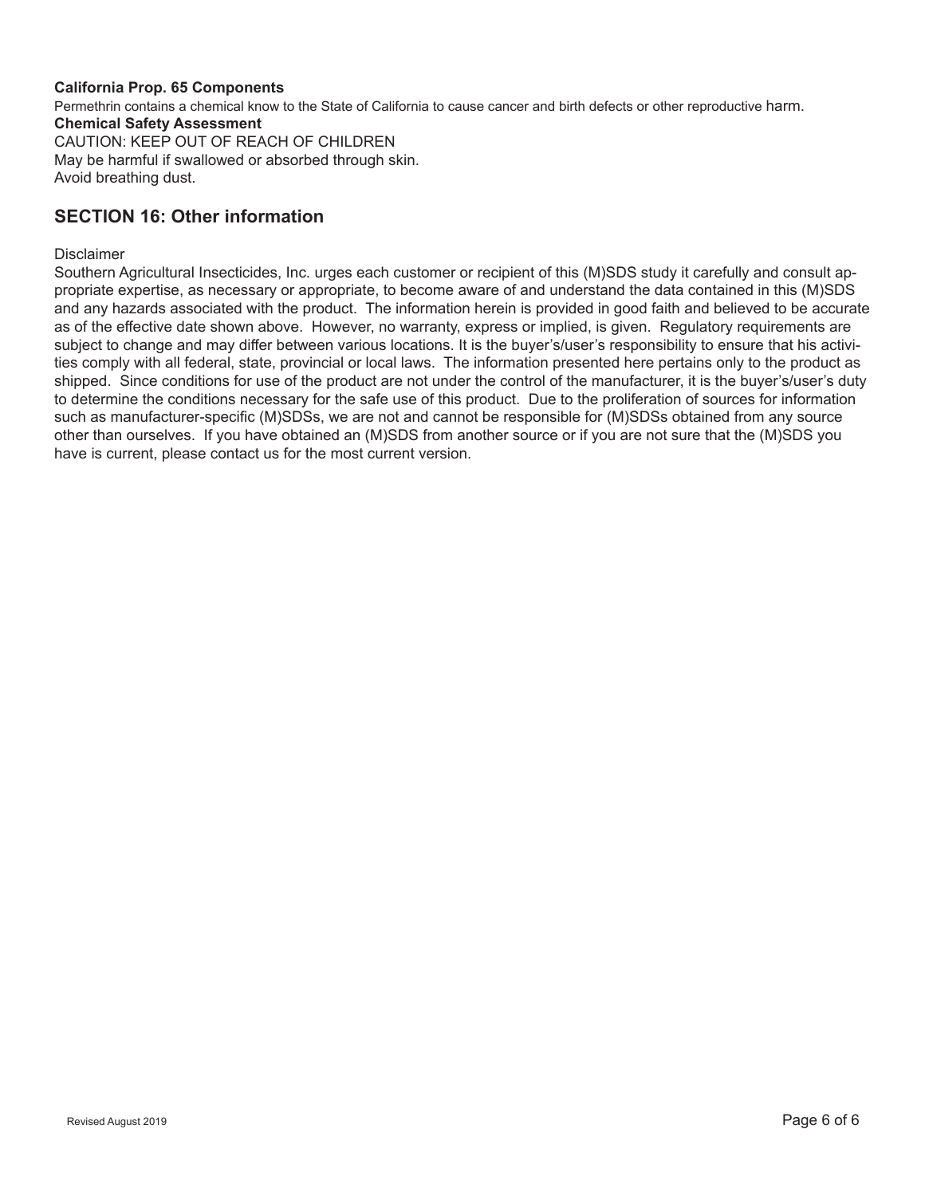**California Prop. 65 Components**

Permethrin contains a chemical know to the State of California to cause cancer and birth defects or other reproductive harm.

**Chemical Safety Assessment**

CAUTION: KEEP OUT OF REACH OF CHILDREN
May be harmful if swallowed or absorbed through skin.
Avoid breathing dust.

## SECTION 16: Other information

Disclaimer

Southern Agricultural Insecticides, Inc. urges each customer or recipient of this (M)SDS study it carefully and consult appropriate expertise, as necessary or appropriate, to become aware of and understand the data contained in this (M)SDS and any hazards associated with the product. The information herein is provided in good faith and believed to be accurate as of the effective date shown above. However, no warranty, express or implied, is given. Regulatory requirements are subject to change and may differ between various locations. It is the buyer's/user's responsibility to ensure that his activities comply with all federal, state, provincial or local laws. The information presented here pertains only to the product as shipped. Since conditions for use of the product are not under the control of the manufacturer, it is the buyer's/user's duty to determine the conditions necessary for the safe use of this product. Due to the proliferation of sources for information such as manufacturer-specific (M)SDSs, we are not and cannot be responsible for (M)SDSs obtained from any source other than ourselves. If you have obtained an (M)SDS from another source or if you are not sure that the (M)SDS you have is current, please contact us for the most current version.

Revised August 2019